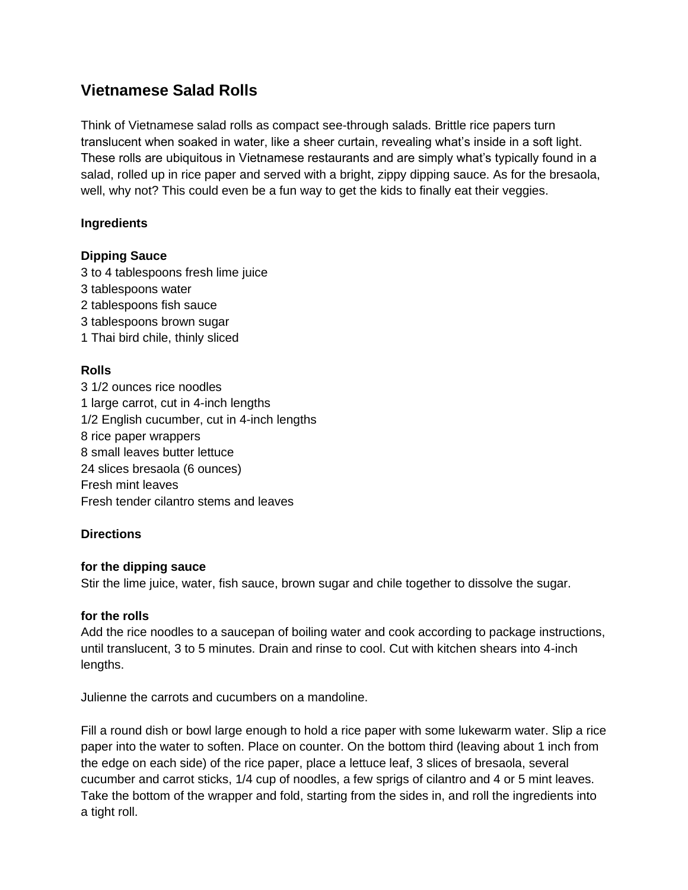# Vietnamese Salad Rolls

Think of Vietnamese salad rolls as compact see-through salads. Brittle rice papers turn translucent when soaked in water, like a sheer curtain, revealing what's inside in a soft light. These rolls are ubiquitous in Vietnamese restaurants and are simply what's typically found in a salad, rolled up in rice paper and served with a bright, zippy dipping sauce. As for the bresaola, well, why not? This could even be a fun way to get the kids to finally eat their veggies.

## Ingredients

### Dipping Sauce

3 to 4 tablespoons fresh lime juice
3 tablespoons water
2 tablespoons fish sauce
3 tablespoons brown sugar
1 Thai bird chile, thinly sliced

### Rolls

3 1/2 ounces rice noodles
1 large carrot, cut in 4-inch lengths
1/2 English cucumber, cut in 4-inch lengths
8 rice paper wrappers
8 small leaves butter lettuce
24 slices bresaola (6 ounces)
Fresh mint leaves
Fresh tender cilantro stems and leaves

## Directions

### for the dipping sauce

Stir the lime juice, water, fish sauce, brown sugar and chile together to dissolve the sugar.

### for the rolls

Add the rice noodles to a saucepan of boiling water and cook according to package instructions, until translucent, 3 to 5 minutes. Drain and rinse to cool. Cut with kitchen shears into 4-inch lengths.

Julienne the carrots and cucumbers on a mandoline.

Fill a round dish or bowl large enough to hold a rice paper with some lukewarm water. Slip a rice paper into the water to soften. Place on counter. On the bottom third (leaving about 1 inch from the edge on each side) of the rice paper, place a lettuce leaf, 3 slices of bresaola, several cucumber and carrot sticks, 1/4 cup of noodles, a few sprigs of cilantro and 4 or 5 mint leaves. Take the bottom of the wrapper and fold, starting from the sides in, and roll the ingredients into a tight roll.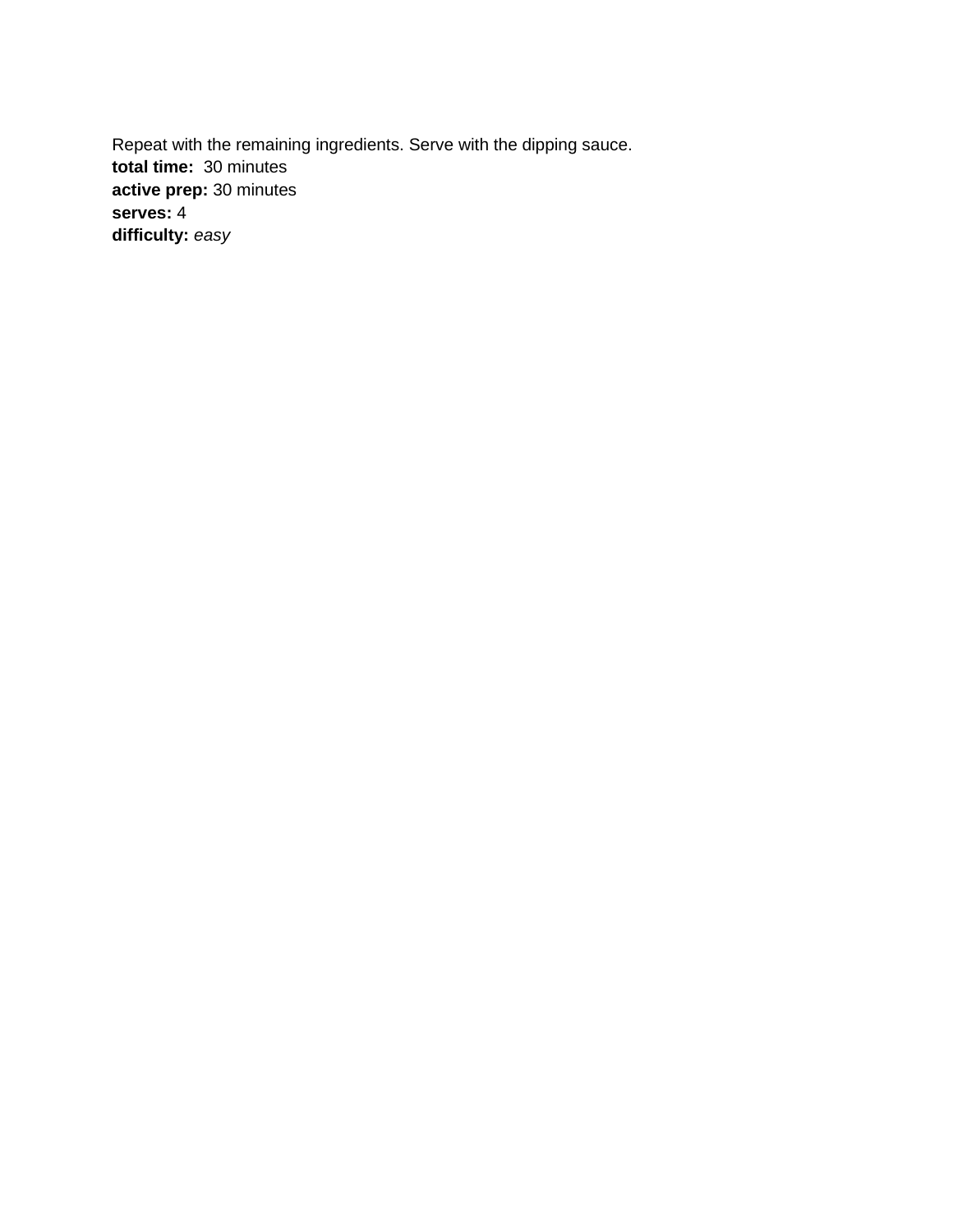Repeat with the remaining ingredients. Serve with the dipping sauce.
**total time:** 30 minutes
**active prep:** 30 minutes
**serves:** 4
**difficulty:** *easy*